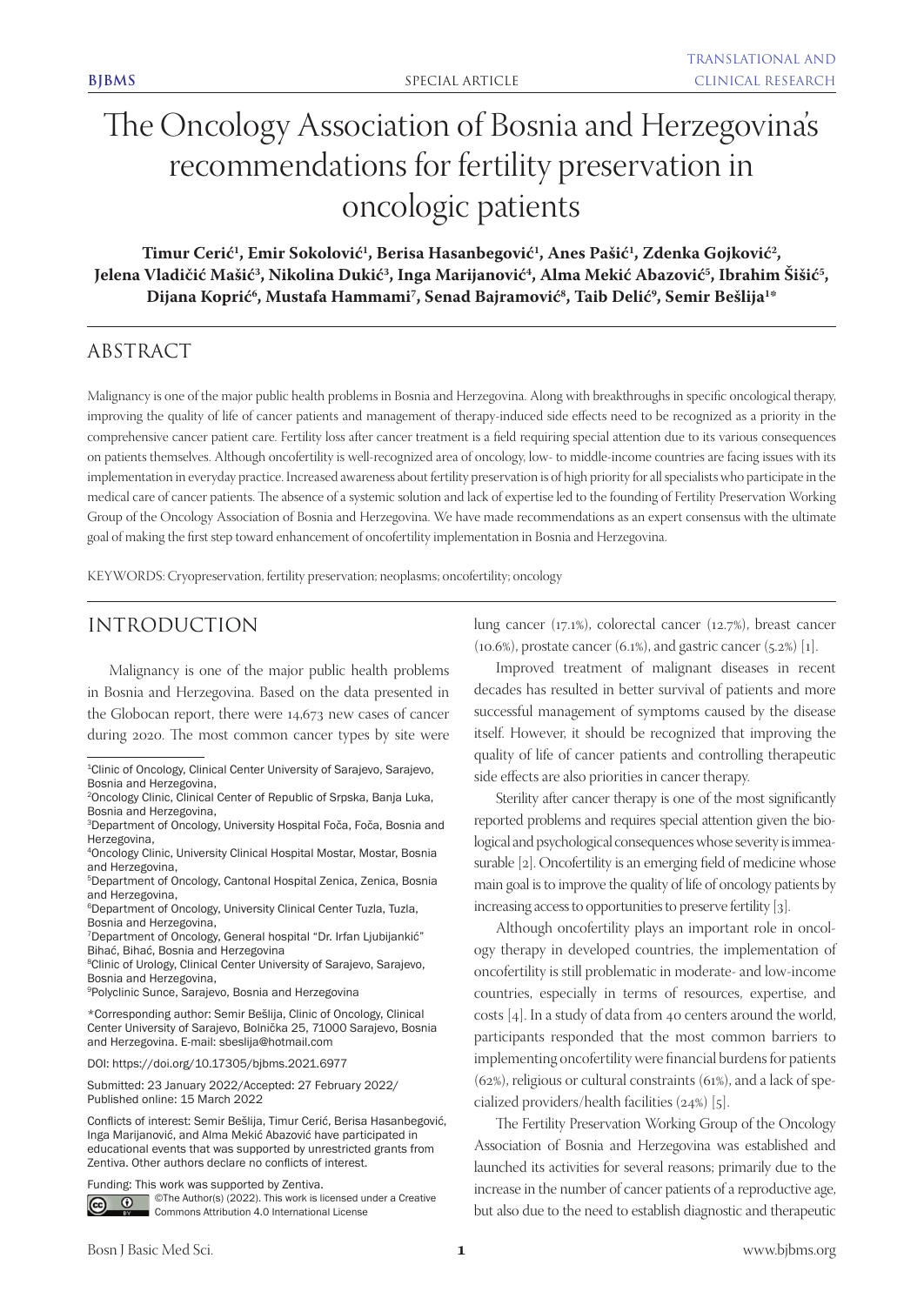# The Oncology Association of Bosnia and Herzegovina's recommendations for fertility preservation in oncologic patients

**Timur Cerić[1], Emir Sokolović[1], Berisa Hasanbegović[1], Anes Pašić[1], Zdenka Gojković[2], Jelena Vladičić Mašić[3], Nikolina Dukić[3], Inga Marijanović[4], Alma Mekić Abazović[5], Ibrahim Šišić[5], Dijana Koprić[6], Mustafa Hammami[7], Senad Bajramović[8], Taib Delić[9], Semir Bešlija[1]***

## ABSTRACT

Malignancy is one of the major public health problems in Bosnia and Herzegovina. Along with breakthroughs in specific oncological therapy, improving the quality of life of cancer patients and management of therapy-induced side effects need to be recognized as a priority in the comprehensive cancer patient care. Fertility loss after cancer treatment is a field requiring special attention due to its various consequences on patients themselves. Although oncofertility is well-recognized area of oncology, low- to middle-income countries are facing issues with its implementation in everyday practice. Increased awareness about fertility preservation is of high priority for all specialists who participate in the medical care of cancer patients. The absence of a systemic solution and lack of expertise led to the founding of Fertility Preservation Working Group of the Oncology Association of Bosnia and Herzegovina. We have made recommendations as an expert consensus with the ultimate goal of making the first step toward enhancement of oncofertility implementation in Bosnia and Herzegovina.

KEYWORDS: Cryopreservation, fertility preservation; neoplasms; oncofertility; oncology

## INTRODUCTION

Malignancy is one of the major public health problems in Bosnia and Herzegovina. Based on the data presented in the Globocan report, there were 14,673 new cases of cancer during 2020. The most common cancer types by site were lung cancer (17.1%), colorectal cancer (12.7%), breast cancer (10.6%), prostate cancer (6.1%), and gastric cancer (5.2%) [1].

Improved treatment of malignant diseases in recent decades has resulted in better survival of patients and more successful management of symptoms caused by the disease itself. However, it should be recognized that improving the quality of life of cancer patients and controlling therapeutic side effects are also priorities in cancer therapy.

Sterility after cancer therapy is one of the most significantly reported problems and requires special attention given the biological and psychological consequences whose severity is immeasurable [2]. Oncofertility is an emerging field of medicine whose main goal is to improve the quality of life of oncology patients by increasing access to opportunities to preserve fertility [3].

Although oncofertility plays an important role in oncology therapy in developed countries, the implementation of oncofertility is still problematic in moderate- and low-income countries, especially in terms of resources, expertise, and costs [4]. In a study of data from 40 centers around the world, participants responded that the most common barriers to implementing oncofertility were financial burdens for patients (62%), religious or cultural constraints (61%), and a lack of specialized providers/health facilities (24%) [5].

The Fertility Preservation Working Group of the Oncology Association of Bosnia and Herzegovina was established and launched its activities for several reasons; primarily due to the increase in the number of cancer patients of a reproductive age, but also due to the need to establish diagnostic and therapeutic

---

[1]Clinic of Oncology, Clinical Center University of Sarajevo, Sarajevo, Bosnia and Herzegovina,
[2]Oncology Clinic, Clinical Center of Republic of Srpska, Banja Luka, Bosnia and Herzegovina,
[3]Department of Oncology, University Hospital Foča, Foča, Bosnia and Herzegovina,
[4]Oncology Clinic, University Clinical Hospital Mostar, Mostar, Bosnia and Herzegovina,
[5]Department of Oncology, Cantonal Hospital Zenica, Zenica, Bosnia and Herzegovina,
[6]Department of Oncology, University Clinical Center Tuzla, Tuzla, Bosnia and Herzegovina,
[7]Department of Oncology, General hospital "Dr. Irfan Ljubijankić" Bihać, Bosnia and Herzegovina
[8]Clinic of Urology, Clinical Center University of Sarajevo, Sarajevo, Bosnia and Herzegovina,
[9]Polyclinic Sunce, Sarajevo, Bosnia and Herzegovina

*Corresponding author: Semir Bešlija, Clinic of Oncology, Clinical Center University of Sarajevo, Bolnička 25, 71000 Sarajevo, Bosnia and Herzegovina. E-mail: sbeslija@hotmail.com

DOI: https://doi.org/10.17305/bjbms.2021.6977

Submitted: 23 January 2022/Accepted: 27 February 2022/ Published online: 15 March 2022

Conflicts of interest: Semir Bešlija, Timur Cerić, Berisa Hasanbegović, Inga Marijanović, and Alma Mekić Abazović have participated in educational events that was supported by unrestricted grants from Zentiva. Other authors declare no conflicts of interest.

Funding: This work was supported by Zentiva.

©The Author(s) (2022). This work is licensed under a Creative Commons Attribution 4.0 International License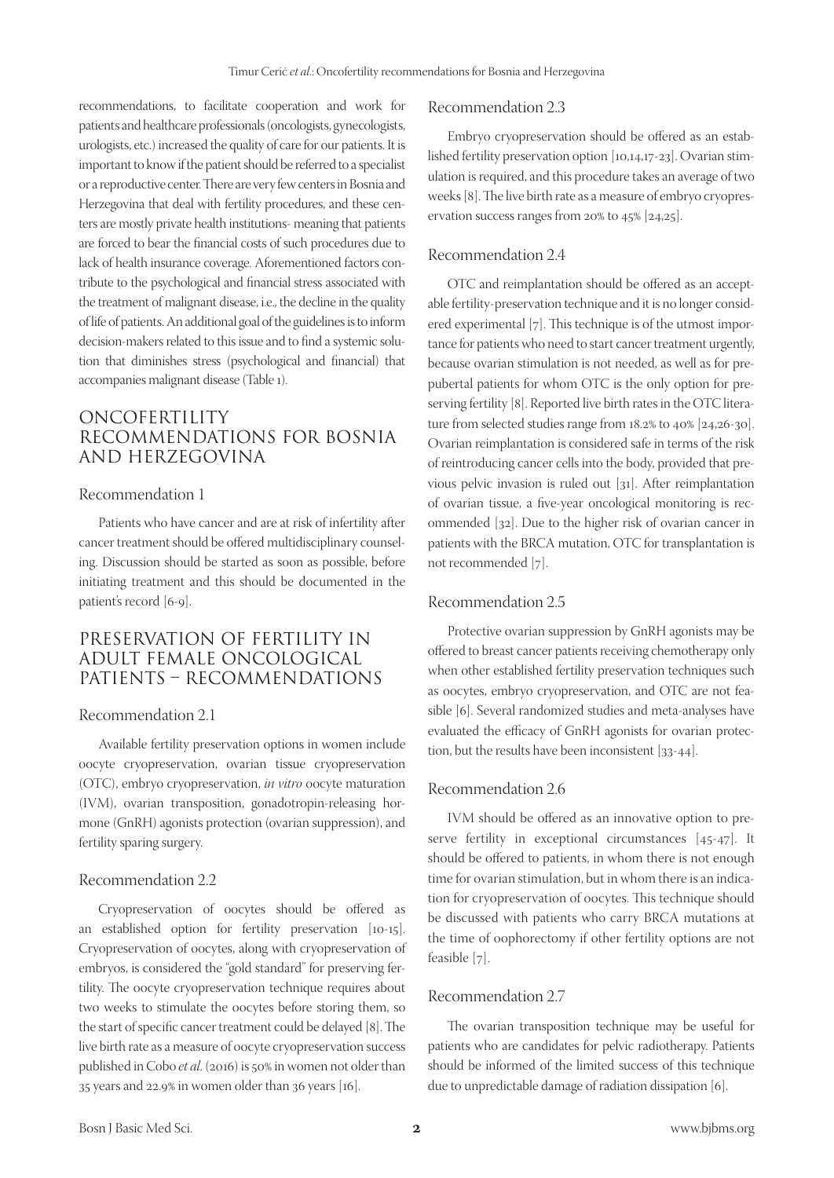recommendations, to facilitate cooperation and work for patients and healthcare professionals (oncologists, gynecologists, urologists, etc.) increased the quality of care for our patients. It is important to know if the patient should be referred to a specialist or a reproductive center. There are very few centers in Bosnia and Herzegovina that deal with fertility procedures, and these centers are mostly private health institutions- meaning that patients are forced to bear the financial costs of such procedures due to lack of health insurance coverage. Aforementioned factors contribute to the psychological and financial stress associated with the treatment of malignant disease, i.e., the decline in the quality of life of patients. An additional goal of the guidelines is to inform decision-makers related to this issue and to find a systemic solution that diminishes stress (psychological and financial) that accompanies malignant disease (Table 1).

## ONCOFERTILITY RECOMMENDATIONS FOR BOSNIA AND HERZEGOVINA

### Recommendation 1

Patients who have cancer and are at risk of infertility after cancer treatment should be offered multidisciplinary counseling. Discussion should be started as soon as possible, before initiating treatment and this should be documented in the patient's record [6-9].

## PRESERVATION OF FERTILITY IN ADULT FEMALE ONCOLOGICAL PATIENTS – RECOMMENDATIONS

### Recommendation 2.1

Available fertility preservation options in women include oocyte cryopreservation, ovarian tissue cryopreservation (OTC), embryo cryopreservation, *in vitro* oocyte maturation (IVM), ovarian transposition, gonadotropin-releasing hormone (GnRH) agonists protection (ovarian suppression), and fertility sparing surgery.

### Recommendation 2.2

Cryopreservation of oocytes should be offered as an established option for fertility preservation [10-15]. Cryopreservation of oocytes, along with cryopreservation of embryos, is considered the "gold standard" for preserving fertility. The oocyte cryopreservation technique requires about two weeks to stimulate the oocytes before storing them, so the start of specific cancer treatment could be delayed [8]. The live birth rate as a measure of oocyte cryopreservation success published in Cobo *et al*. (2016) is 50% in women not older than 35 years and 22.9% in women older than 36 years [16].

### Recommendation 2.3

Embryo cryopreservation should be offered as an established fertility preservation option [10,14,17-23]. Ovarian stimulation is required, and this procedure takes an average of two weeks [8]. The live birth rate as a measure of embryo cryopreservation success ranges from 20% to 45% [24,25].

### Recommendation 2.4

OTC and reimplantation should be offered as an acceptable fertility-preservation technique and it is no longer considered experimental [7]. This technique is of the utmost importance for patients who need to start cancer treatment urgently, because ovarian stimulation is not needed, as well as for prepubertal patients for whom OTC is the only option for preserving fertility [8]. Reported live birth rates in the OTC literature from selected studies range from 18.2% to 40% [24,26-30]. Ovarian reimplantation is considered safe in terms of the risk of reintroducing cancer cells into the body, provided that previous pelvic invasion is ruled out [31]. After reimplantation of ovarian tissue, a five-year oncological monitoring is recommended [32]. Due to the higher risk of ovarian cancer in patients with the BRCA mutation, OTC for transplantation is not recommended [7].

### Recommendation 2.5

Protective ovarian suppression by GnRH agonists may be offered to breast cancer patients receiving chemotherapy only when other established fertility preservation techniques such as oocytes, embryo cryopreservation, and OTC are not feasible [6]. Several randomized studies and meta-analyses have evaluated the efficacy of GnRH agonists for ovarian protection, but the results have been inconsistent [33-44].

### Recommendation 2.6

IVM should be offered as an innovative option to preserve fertility in exceptional circumstances [45-47]. It should be offered to patients, in whom there is not enough time for ovarian stimulation, but in whom there is an indication for cryopreservation of oocytes. This technique should be discussed with patients who carry BRCA mutations at the time of oophorectomy if other fertility options are not feasible [7].

### Recommendation 2.7

The ovarian transposition technique may be useful for patients who are candidates for pelvic radiotherapy. Patients should be informed of the limited success of this technique due to unpredictable damage of radiation dissipation [6].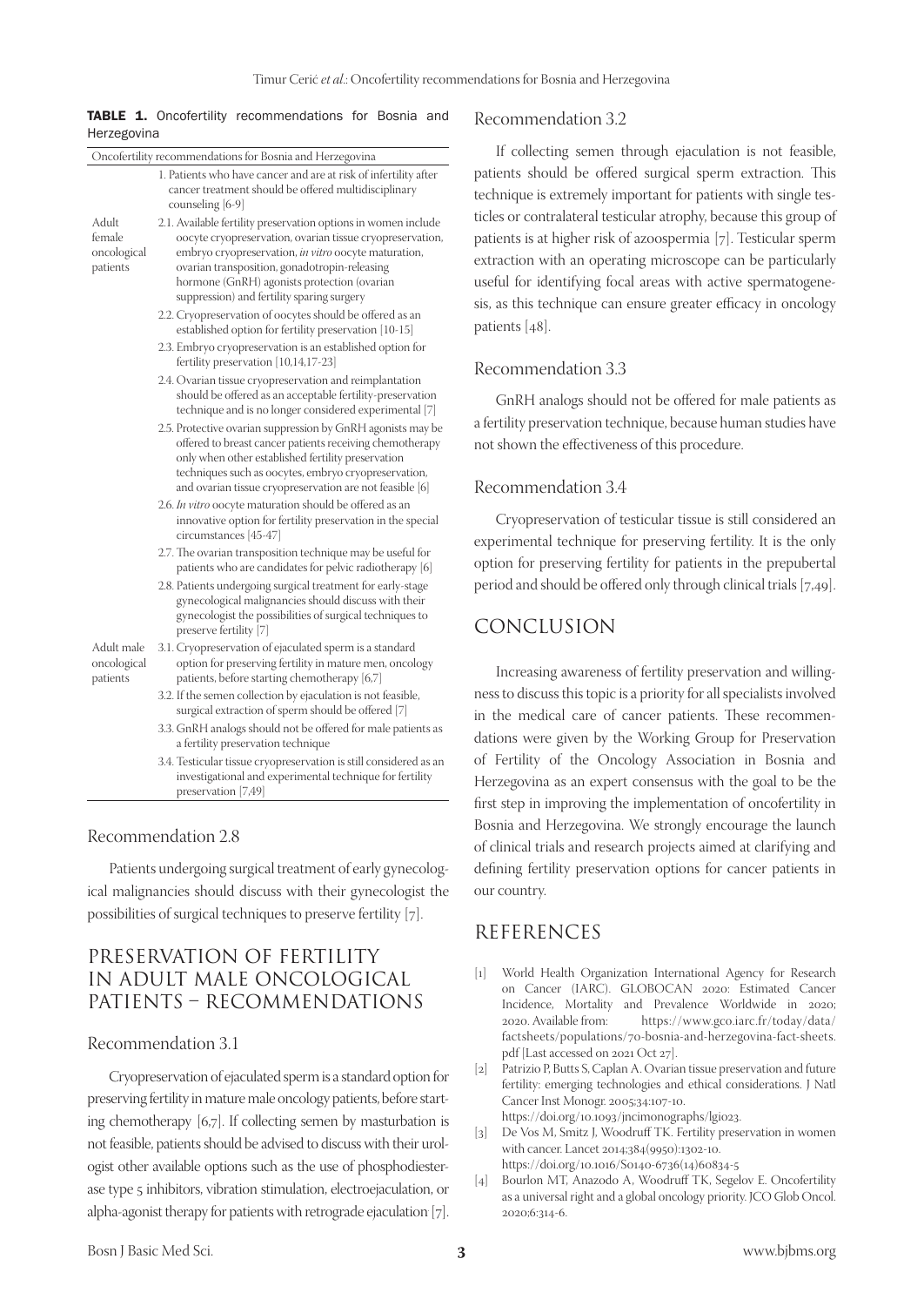**TABLE 1.** Oncofertility recommendations for Bosnia and Herzegovina

| Oncofertility recommendations for Bosnia and Herzegovina | |
|---|---|
| | 1. Patients who have cancer and are at risk of infertility after cancer treatment should be offered multidisciplinary counseling [6-9] |
| Adult female oncological patients | 2.1. Available fertility preservation options in women include oocyte cryopreservation, ovarian tissue cryopreservation, embryo cryopreservation, *in vitro* oocyte maturation, ovarian transposition, gonadotropin-releasing hormone (GnRH) agonists protection (ovarian suppression) and fertility sparing surgery |
| | 2.2. Cryopreservation of oocytes should be offered as an established option for fertility preservation [10-15] |
| | 2.3. Embryo cryopreservation is an established option for fertility preservation [10,14,17-23] |
| | 2.4. Ovarian tissue cryopreservation and reimplantation should be offered as an acceptable fertility-preservation technique and is no longer considered experimental [7] |
| | 2.5. Protective ovarian suppression by GnRH agonists may be offered to breast cancer patients receiving chemotherapy only when other established fertility preservation techniques such as oocytes, embryo cryopreservation, and ovarian tissue cryopreservation are not feasible [6] |
| | 2.6. *In vitro* oocyte maturation should be offered as an innovative option for fertility preservation in the special circumstances [45-47] |
| | 2.7. The ovarian transposition technique may be useful for patients who are candidates for pelvic radiotherapy [6] |
| | 2.8. Patients undergoing surgical treatment for early-stage gynecological malignancies should discuss with their gynecologist the possibilities of surgical techniques to preserve fertility [7] |
| Adult male oncological patients | 3.1. Cryopreservation of ejaculated sperm is a standard option for preserving fertility in mature men, oncology patients, before starting chemotherapy [6,7] |
| | 3.2. If the semen collection by ejaculation is not feasible, surgical extraction of sperm should be offered [7] |
| | 3.3. GnRH analogs should not be offered for male patients as a fertility preservation technique |
| | 3.4. Testicular tissue cryopreservation is still considered as an investigational and experimental technique for fertility preservation [7,49] |

### Recommendation 2.8

Patients undergoing surgical treatment of early gynecological malignancies should discuss with their gynecologist the possibilities of surgical techniques to preserve fertility [7].

## PRESERVATION OF FERTILITY IN ADULT MALE ONCOLOGICAL PATIENTS – RECOMMENDATIONS

### Recommendation 3.1

Cryopreservation of ejaculated sperm is a standard option for preserving fertility in mature male oncology patients, before starting chemotherapy [6,7]. If collecting semen by masturbation is not feasible, patients should be advised to discuss with their urologist other available options such as the use of phosphodiesterase type 5 inhibitors, vibration stimulation, electroejaculation, or alpha-agonist therapy for patients with retrograde ejaculation [7].

### Recommendation 3.2

If collecting semen through ejaculation is not feasible, patients should be offered surgical sperm extraction. This technique is extremely important for patients with single testicles or contralateral testicular atrophy, because this group of patients is at higher risk of azoospermia [7]. Testicular sperm extraction with an operating microscope can be particularly useful for identifying focal areas with active spermatogenesis, as this technique can ensure greater efficacy in oncology patients [48].

### Recommendation 3.3

GnRH analogs should not be offered for male patients as a fertility preservation technique, because human studies have not shown the effectiveness of this procedure.

### Recommendation 3.4

Cryopreservation of testicular tissue is still considered an experimental technique for preserving fertility. It is the only option for preserving fertility for patients in the prepubertal period and should be offered only through clinical trials [7,49].

## CONCLUSION

Increasing awareness of fertility preservation and willingness to discuss this topic is a priority for all specialists involved in the medical care of cancer patients. These recommendations were given by the Working Group for Preservation of Fertility of the Oncology Association in Bosnia and Herzegovina as an expert consensus with the goal to be the first step in improving the implementation of oncofertility in Bosnia and Herzegovina. We strongly encourage the launch of clinical trials and research projects aimed at clarifying and defining fertility preservation options for cancer patients in our country.

## REFERENCES

[1] World Health Organization International Agency for Research on Cancer (IARC). GLOBOCAN 2020: Estimated Cancer Incidence, Mortality and Prevalence Worldwide in 2020; 2020. Available from: https://www.gco.iarc.fr/today/data/factsheets/populations/70-bosnia-and-herzegovina-fact-sheets.pdf [Last accessed on 2021 Oct 27].

[2] Patrizio P, Butts S, Caplan A. Ovarian tissue preservation and future fertility: emerging technologies and ethical considerations. J Natl Cancer Inst Monogr. 2005;34:107-10. https://doi.org/10.1093/jncimonographs/lgi023.

[3] De Vos M, Smitz J, Woodruff TK. Fertility preservation in women with cancer. Lancet 2014;384(9950):1302-10. https://doi.org/10.1016/S0140-6736(14)60834-5

[4] Bourlon MT, Anazodo A, Woodruff TK, Segelov E. Oncofertility as a universal right and a global oncology priority. JCO Glob Oncol. 2020;6:314-6.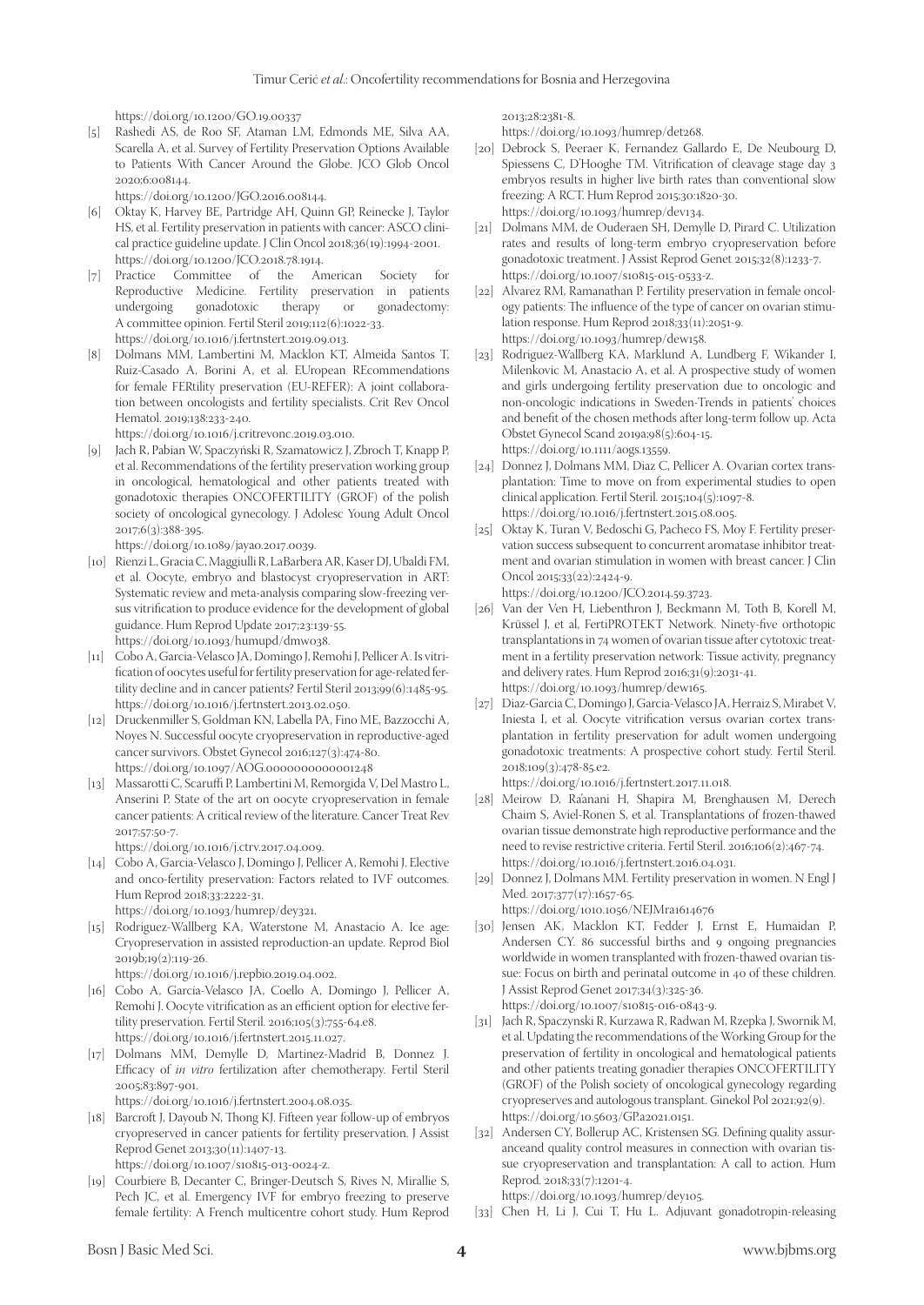https://doi.org/10.1200/GO.19.00337

[5] Rashedi AS, de Roo SF, Ataman LM, Edmonds ME, Silva AA, Scarella A, et al. Survey of Fertility Preservation Options Available to Patients With Cancer Around the Globe. JCO Glob Oncol 2020;6:008144.
https://doi.org/10.1200/JGO.2016.008144.

[6] Oktay K, Harvey BE, Partridge AH, Quinn GP, Reinecke J, Taylor HS, et al. Fertility preservation in patients with cancer: ASCO clinical practice guideline update. J Clin Oncol 2018;36(19):1994-2001.
https://doi.org/10.1200/JCO.2018.78.1914.

[7] Practice Committee of the American Society for Reproductive Medicine. Fertility preservation in patients undergoing gonadotoxic therapy or gonadectomy: A committee opinion. Fertil Steril 2019;112(6):1022-33.
https://doi.org/10.1016/j.fertnstert.2019.09.013.

[8] Dolmans MM, Lambertini M, Macklon KT, Almeida Santos T, Ruiz-Casado A, Borini A, et al. EUropean REcommendations for female FERtility preservation (EU-REFER): A joint collaboration between oncologists and fertility specialists. Crit Rev Oncol Hematol. 2019;138:233-240.
https://doi.org/10.1016/j.critrevonc.2019.03.010.

[9] Jach R, Pabian W, Spaczyński R, Szamatowicz J, Zbroch T, Knapp P, et al. Recommendations of the fertility preservation working group in oncological, hematological and other patients treated with gonadotoxic therapies ONCOFERTILITY (GROF) of the polish society of oncological gynecology. J Adolesc Young Adult Oncol 2017;6(3):388-395.
https://doi.org/10.1089/jayao.2017.0039.

[10] Rienzi L, Gracia C, Maggiulli R, LaBarbera AR, Kaser DJ, Ubaldi FM, et al. Oocyte, embryo and blastocyst cryopreservation in ART: Systematic review and meta-analysis comparing slow-freezing versus vitrification to produce evidence for the development of global guidance. Hum Reprod Update 2017;23:139-55.
https://doi.org/10.1093/humupd/dmw038.

[11] Cobo A, Garcia-Velasco JA, Domingo J, Remohi J, Pellicer A. Is vitrification of oocytes useful for fertility preservation for age-related fertility decline and in cancer patients? Fertil Steril 2013;99(6):1485-95.
https://doi.org/10.1016/j.fertnstert.2013.02.050.

[12] Druckenmiller S, Goldman KN, Labella PA, Fino ME, Bazzocchi A, Noyes N. Successful oocyte cryopreservation in reproductive-aged cancer survivors. Obstet Gynecol 2016;127(3):474-80.
https://doi.org/10.1097/AOG.0000000000001248

[13] Massarotti C, Scaruffi P, Lambertini M, Remorgida V, Del Mastro L, Anserini P. State of the art on oocyte cryopreservation in female cancer patients: A critical review of the literature. Cancer Treat Rev 2017;57:50-7.
https://doi.org/10.1016/j.ctrv.2017.04.009.

[14] Cobo A, Garcia-Velasco J, Domingo J, Pellicer A, Remohi J. Elective and onco-fertility preservation: Factors related to IVF outcomes. Hum Reprod 2018;33:2222-31.
https://doi.org/10.1093/humrep/dey321.

[15] Rodriguez-Wallberg KA, Waterstone M, Anastacio A. Ice age: Cryopreservation in assisted reproduction-an update. Reprod Biol 2019b;19(2):119-26.
https://doi.org/10.1016/j.repbio.2019.04.002.

[16] Cobo A, Garcia-Velasco JA, Coello A, Domingo J, Pellicer A, Remohí J. Oocyte vitrification as an efficient option for elective fertility preservation. Fertil Steril. 2016;105(3):755-64.e8.
https://doi.org/10.1016/j.fertnstert.2015.11.027.

[17] Dolmans MM, Demylle D, Martinez-Madrid B, Donnez J. Efficacy of *in vitro* fertilization after chemotherapy. Fertil Steril 2005;83:897-901.
https://doi.org/10.1016/j.fertnstert.2004.08.035.

[18] Barcroft J, Dayoub N, Thong KJ. Fifteen year follow-up of embryos cryopreserved in cancer patients for fertility preservation. J Assist Reprod Genet 2013;30(11):1407-13.
https://doi.org/10.1007/s10815-013-0024-z.

[19] Courbiere B, Decanter C, Bringer-Deutsch S, Rives N, Mirallie S, Pech JC, et al. Emergency IVF for embryo freezing to preserve female fertility: A French multicentre cohort study. Hum Reprod 2013;28:2381-8.
https://doi.org/10.1093/humrep/det268.

[20] Debrock S, Peeraer K, Fernandez Gallardo E, De Neubourg D, Spiessens C, D'Hooghe TM. Vitrification of cleavage stage day 3 embryos results in higher live birth rates than conventional slow freezing: A RCT. Hum Reprod 2015;30:1820-30.
https://doi.org/10.1093/humrep/dev134.

[21] Dolmans MM, de Ouderaen SH, Demylle D, Pirard C. Utilization rates and results of long-term embryo cryopreservation before gonadotoxic treatment. J Assist Reprod Genet 2015;32(8):1233-7.
https://doi.org/10.1007/s10815-015-0533-z.

[22] Alvarez RM, Ramanathan P. Fertility preservation in female oncology patients: The influence of the type of cancer on ovarian stimulation response. Hum Reprod 2018;33(11):2051-9.
https://doi.org/10.1093/humrep/dew158.

[23] Rodriguez-Wallberg KA, Marklund A, Lundberg F, Wikander I, Milenkovic M, Anastacio A, et al. A prospective study of women and girls undergoing fertility preservation due to oncologic and non-oncologic indications in Sweden-Trends in patients' choices and benefit of the chosen methods after long-term follow up. Acta Obstet Gynecol Scand 2019a;98(5):604-15.
https://doi.org/10.1111/aogs.13559.

[24] Donnez J, Dolmans MM, Diaz C, Pellicer A. Ovarian cortex transplantation: Time to move on from experimental studies to open clinical application. Fertil Steril. 2015;104(5):1097-8.
https://doi.org/10.1016/j.fertnstert.2015.08.005.

[25] Oktay K, Turan V, Bedoschi G, Pacheco FS, Moy F. Fertility preservation success subsequent to concurrent aromatase inhibitor treatment and ovarian stimulation in women with breast cancer. J Clin Oncol 2015;33(22):2424-9.
https://doi.org/10.1200/JCO.2014.59.3723.

[26] Van der Ven H, Liebenthron J, Beckmann M, Toth B, Korell M, Krüssel J, et al, FertiPROTEKT Network. Ninety-five orthotopic transplantations in 74 women of ovarian tissue after cytotoxic treatment in a fertility preservation network: Tissue activity, pregnancy and delivery rates. Hum Reprod 2016;31(9):2031-41.
https://doi.org/10.1093/humrep/dew165.

[27] Diaz-Garcia C, Domingo J, Garcia-Velasco JA, Herraiz S, Mirabet V, Iniesta I, et al. Oocyte vitrification versus ovarian cortex transplantation in fertility preservation for adult women undergoing gonadotoxic treatments: A prospective cohort study. Fertil Steril. 2018;109(3):478-85.e2.
https://doi.org/10.1016/j.fertnstert.2017.11.018.

[28] Meirow D, Ra'anani H, Shapira M, Brenghausen M, Derech Chaim S, Aviel-Ronen S, et al. Transplantations of frozen-thawed ovarian tissue demonstrate high reproductive performance and the need to revise restrictive criteria. Fertil Steril. 2016;106(2):467-74.
https://doi.org/10.1016/j.fertnstert.2016.04.031.

[29] Donnez J, Dolmans MM. Fertility preservation in women. N Engl J Med. 2017;377(17):1657-65.
https://doi.org/1010.1056/NEJMra1614676

[30] Jensen AK, Macklon KT, Fedder J, Ernst E, Humaidan P, Andersen CY. 86 successful births and 9 ongoing pregnancies worldwide in women transplanted with frozen-thawed ovarian tissue: Focus on birth and perinatal outcome in 40 of these children. J Assist Reprod Genet 2017;34(3):325-36.
https://doi.org/10.1007/s10815-016-0843-9.

[31] Jach R, Spaczynski R, Kurzawa R, Radwan M, Rzepka J, Swornik M, et al. Updating the recommendations of the Working Group for the preservation of fertility in oncological and hematological patients and other patients treating gonadier therapies ONCOFERTILITY (GROF) of the Polish society of oncological gynecology regarding cryopreserves and autologous transplant. Ginekol Pol 2021;92(9).
https://doi.org/10.5603/GP.a2021.0151.

[32] Andersen CY, Bollerup AC, Kristensen SG. Defining quality assuranceand quality control measures in connection with ovarian tissue cryopreservation and transplantation: A call to action. Hum Reprod. 2018;33(7):1201-4.
https://doi.org/10.1093/humrep/dey105.

[33] Chen H, Li J, Cui T, Hu L. Adjuvant gonadotropin-releasing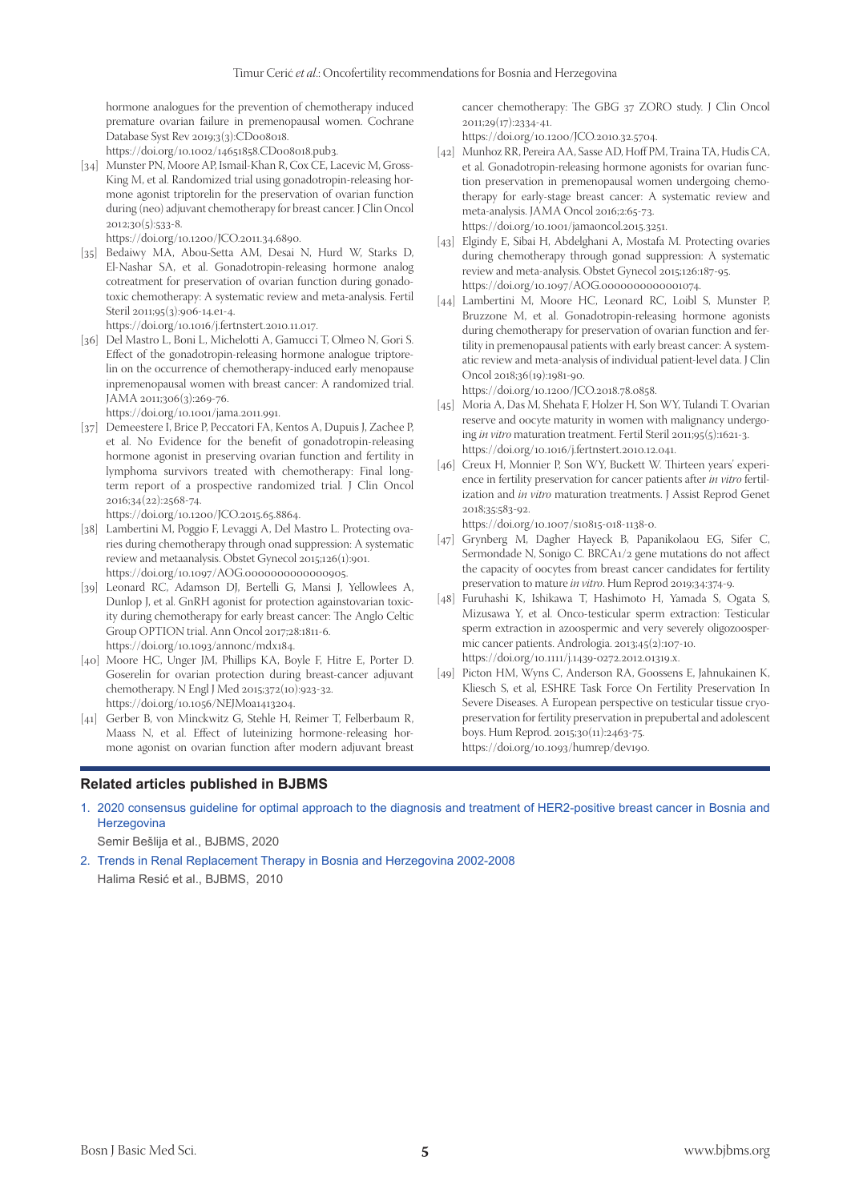hormone analogues for the prevention of chemotherapy induced premature ovarian failure in premenopausal women. Cochrane Database Syst Rev 2019;3(3):CD008018.
https://doi.org/10.1002/14651858.CD008018.pub3.

[34] Munster PN, Moore AP, Ismail-Khan R, Cox CE, Lacevic M, Gross-King M, et al. Randomized trial using gonadotropin-releasing hormone agonist triptorelin for the preservation of ovarian function during (neo) adjuvant chemotherapy for breast cancer. J Clin Oncol 2012;30(5):533-8.
https://doi.org/10.1200/JCO.2011.34.6890.

[35] Bedaiwy MA, Abou-Setta AM, Desai N, Hurd W, Starks D, El-Nashar SA, et al. Gonadotropin-releasing hormone analog cotreatment for preservation of ovarian function during gonadotoxic chemotherapy: A systematic review and meta-analysis. Fertil Steril 2011;95(3):906-14.e1-4.
https://doi.org/10.1016/j.fertnstert.2010.11.017.

[36] Del Mastro L, Boni L, Michelotti A, Gamucci T, Olmeo N, Gori S. Effect of the gonadotropin-releasing hormone analogue triptorelin on the occurrence of chemotherapy-induced early menopause inpremenopausal women with breast cancer: A randomized trial. JAMA 2011;306(3):269-76.
https://doi.org/10.1001/jama.2011.991.

[37] Demeestere I, Brice P, Peccatori FA, Kentos A, Dupuis J, Zachee P, et al. No Evidence for the benefit of gonadotropin-releasing hormone agonist in preserving ovarian function and fertility in lymphoma survivors treated with chemotherapy: Final long-term report of a prospective randomized trial. J Clin Oncol 2016;34(22):2568-74.
https://doi.org/10.1200/JCO.2015.65.8864.

[38] Lambertini M, Poggio F, Levaggi A, Del Mastro L. Protecting ovaries during chemotherapy through onad suppression: A systematic review and metaanalysis. Obstet Gynecol 2015;126(1):901.
https://doi.org/10.1097/AOG.0000000000000905.

[39] Leonard RC, Adamson DJ, Bertelli G, Mansi J, Yellowlees A, Dunlop J, et al. GnRH agonist for protection againstovarian toxicity during chemotherapy for early breast cancer: The Anglo Celtic Group OPTION trial. Ann Oncol 2017;28:1811-6.
https://doi.org/10.1093/annonc/mdx184.

[40] Moore HC, Unger JM, Phillips KA, Boyle F, Hitre E, Porter D. Goserelin for ovarian protection during breast-cancer adjuvant chemotherapy. N Engl J Med 2015;372(10):923-32.
https://doi.org/10.1056/NEJMoa1413204.

[41] Gerber B, von Minckwitz G, Stehle H, Reimer T, Felberbaum R, Maass N, et al. Effect of luteinizing hormone-releasing hormone agonist on ovarian function after modern adjuvant breast cancer chemotherapy: The GBG 37 ZORO study. J Clin Oncol 2011;29(17):2334-41.
https://doi.org/10.1200/JCO.2010.32.5704.

[42] Munhoz RR, Pereira AA, Sasse AD, Hoff PM, Traina TA, Hudis CA, et al. Gonadotropin-releasing hormone agonists for ovarian function preservation in premenopausal women undergoing chemotherapy for early-stage breast cancer: A systematic review and meta-analysis. JAMA Oncol 2016;2:65-73.
https://doi.org/10.1001/jamaoncol.2015.3251.

[43] Elgindy E, Sibai H, Abdelghani A, Mostafa M. Protecting ovaries during chemotherapy through gonad suppression: A systematic review and meta-analysis. Obstet Gynecol 2015;126:187-95.
https://doi.org/10.1097/AOG.0000000000001074.

[44] Lambertini M, Moore HC, Leonard RC, Loibl S, Munster P, Bruzzone M, et al. Gonadotropin-releasing hormone agonists during chemotherapy for preservation of ovarian function and fertility in premenopausal patients with early breast cancer: A systematic review and meta-analysis of individual patient-level data. J Clin Oncol 2018;36(19):1981-90.
https://doi.org/10.1200/JCO.2018.78.0858.

[45] Moria A, Das M, Shehata F, Holzer H, Son WY, Tulandi T. Ovarian reserve and oocyte maturity in women with malignancy undergoing *in vitro* maturation treatment. Fertil Steril 2011;95(5):1621-3.
https://doi.org/10.1016/j.fertnstert.2010.12.041.

[46] Creux H, Monnier P, Son WY, Buckett W. Thirteen years' experience in fertility preservation for cancer patients after *in vitro* fertilization and *in vitro* maturation treatments. J Assist Reprod Genet 2018;35:583-92.
https://doi.org/10.1007/s10815-018-1138-0.

[47] Grynberg M, Dagher Hayeck B, Papanikolaou EG, Sifer C, Sermondade N, Sonigo C. BRCA1/2 gene mutations do not affect the capacity of oocytes from breast cancer candidates for fertility preservation to mature *in vitro*. Hum Reprod 2019;34:374-9.

[48] Furuhashi K, Ishikawa T, Hashimoto H, Yamada S, Ogata S, Mizusawa Y, et al. Onco-testicular sperm extraction: Testicular sperm extraction in azoospermic and very severely oligozoospermic cancer patients. Andrologia. 2013;45(2):107-10.
https://doi.org/10.1111/j.1439-0272.2012.01319.x.

[49] Picton HM, Wyns C, Anderson RA, Goossens E, Jahnukainen K, Kliesch S, et al, ESHRE Task Force On Fertility Preservation In Severe Diseases. A European perspective on testicular tissue cryopreservation for fertility preservation in prepubertal and adolescent boys. Hum Reprod. 2015;30(11):2463-75.
https://doi.org/10.1093/humrep/dev190.

## Related articles published in BJBMS

1. 2020 consensus guideline for optimal approach to the diagnosis and treatment of HER2-positive breast cancer in Bosnia and Herzegovina
   Semir Bešlija et al., BJBMS, 2020
2. Trends in Renal Replacement Therapy in Bosnia and Herzegovina 2002-2008
   Halima Resić et al., BJBMS, 2010